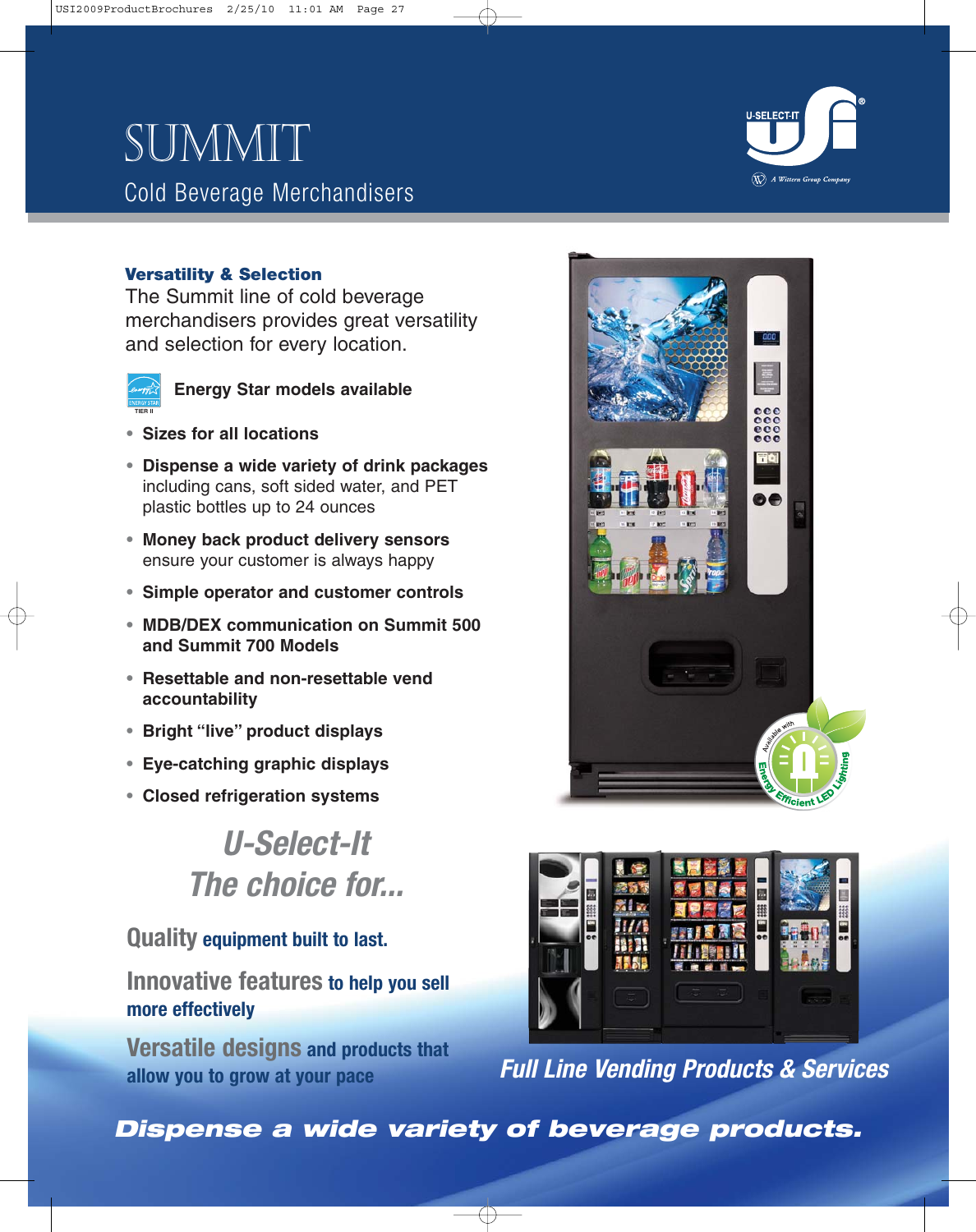# SUMMIT

## Cold Beverage Merchandisers

### Versatility & Selection

The Summit line of cold beverage merchandisers provides great versatility and selection for every location.

**Energy Star models available**

- **Sizes for all locations**
- **Dispense a wide variety of drink packages** including cans, soft sided water, and PET plastic bottles up to 24 ounces
- **Money back product delivery sensors** ensure your customer is always happy
- **Simple operator and customer controls**
- **MDB/DEX communication on Summit 500 and Summit 700 Models**
- **Resettable and non-resettable vend accountability**
- **Bright "live" product displays**
- **Eye-catching graphic displays**
- **Closed refrigeration systems**

## U-Select-It The choice for...

**Quality** equipment built to last.

**Innovative features** to help you sell more effectively

**Versatile designs** and products that allow you to grow at your pace

***Full Line Vending Products & Services***

***Dispense a wide variety of beverage products.***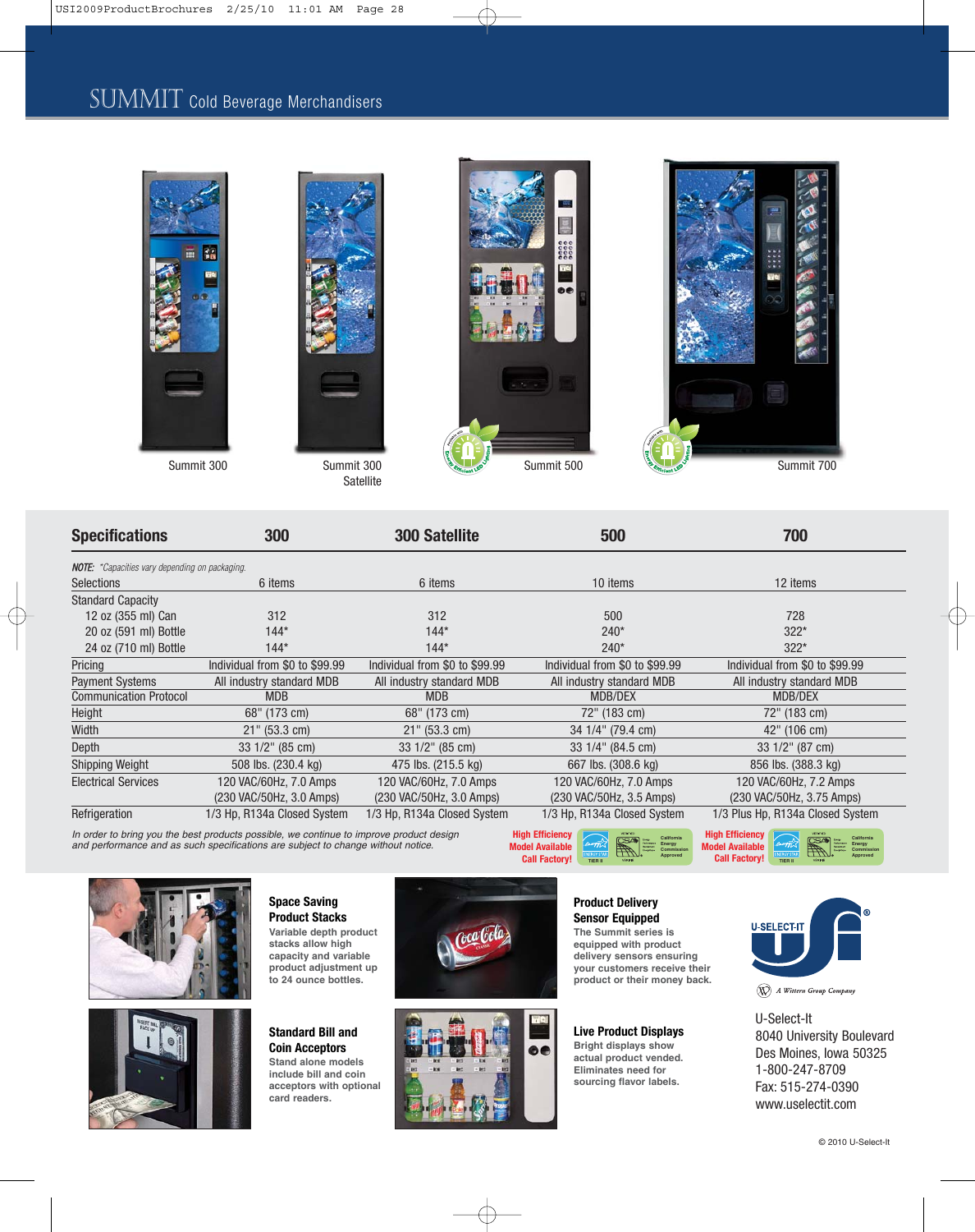# SUMMIT Cold Beverage Merchandisers

Summit 300

Summit 300 Satellite

Summit 500

Summit 700

| Specifications | 300 | 300 Satellite | 500 | 700 |
|---|---|---|---|---|
| *NOTE: \*Capacities vary depending on packaging.* | | | | |
| Selections | 6 items | 6 items | 10 items | 12 items |
| Standard Capacity | | | | |
| 12 oz (355 ml) Can | 312 | 312 | 500 | 728 |
| 20 oz (591 ml) Bottle | 144* | 144* | 240* | 322* |
| 24 oz (710 ml) Bottle | 144* | 144* | 240* | 322* |
| Pricing | Individual from $0 to $99.99 | Individual from $0 to $99.99 | Individual from $0 to $99.99 | Individual from $0 to $99.99 |
| Payment Systems | All industry standard MDB | All industry standard MDB | All industry standard MDB | All industry standard MDB |
| Communication Protocol | MDB | MDB | MDB/DEX | MDB/DEX |
| Height | 68" (173 cm) | 68" (173 cm) | 72" (183 cm) | 72" (183 cm) |
| Width | 21" (53.3 cm) | 21" (53.3 cm) | 34 1/4" (79.4 cm) | 42" (106 cm) |
| Depth | 33 1/2" (85 cm) | 33 1/2" (85 cm) | 33 1/4" (84.5 cm) | 33 1/2" (87 cm) |
| Shipping Weight | 508 lbs. (230.4 kg) | 475 lbs. (215.5 kg) | 667 lbs. (308.6 kg) | 856 lbs. (388.3 kg) |
| Electrical Services | 120 VAC/60Hz, 7.0 Amps (230 VAC/50Hz, 3.0 Amps) | 120 VAC/60Hz, 7.0 Amps (230 VAC/50Hz, 3.0 Amps) | 120 VAC/60Hz, 7.0 Amps (230 VAC/50Hz, 3.5 Amps) | 120 VAC/60Hz, 7.2 Amps (230 VAC/50Hz, 3.75 Amps) |
| Refrigeration | 1/3 Hp, R134a Closed System | 1/3 Hp, R134a Closed System | 1/3 Hp, R134a Closed System | 1/3 Plus Hp, R134a Closed System |

*In order to bring you the best products possible, we continue to improve product design and performance and as such specifications are subject to change without notice.*

**High Efficiency Model Available Call Factory!**

**High Efficiency Model Available Call Factory!**

### Space Saving Product Stacks

Variable depth product stacks allow high capacity and variable product adjustment up to 24 ounce bottles.

### Product Delivery Sensor Equipped

The Summit series is equipped with product delivery sensors ensuring your customers receive their product or their money back.

### Standard Bill and Coin Acceptors

Stand alone models include bill and coin acceptors with optional card readers.

### Live Product Displays

Bright displays show actual product vended. Eliminates need for sourcing flavor labels.

U-SELECT-IT

A Wittern Group Company

U-Select-It
8040 University Boulevard
Des Moines, Iowa 50325
1-800-247-8709
Fax: 515-274-0390
www.uselectit.com

© 2010 U-Select-It